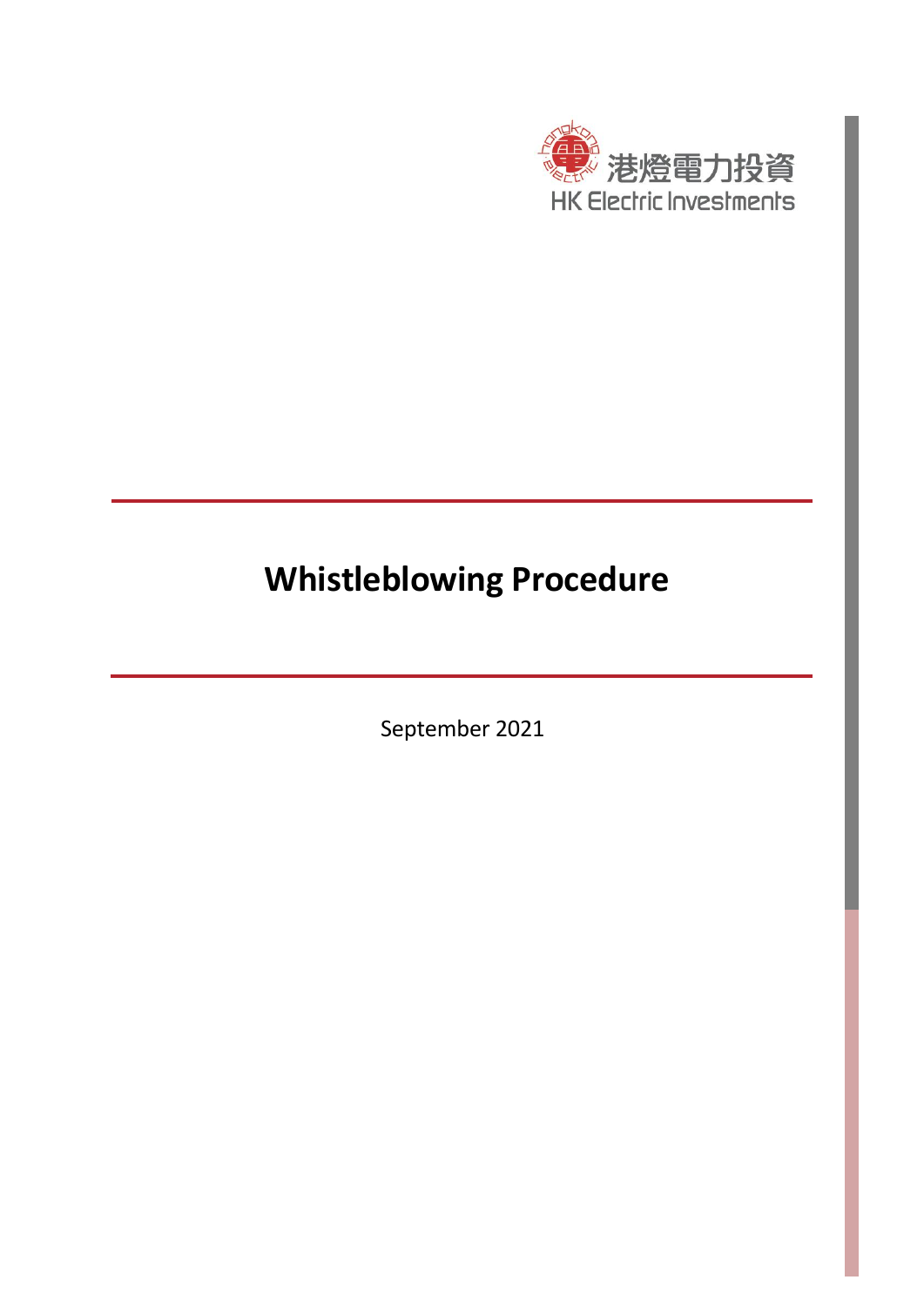港燈電力投資

HK Electric Investments

# Whistleblowing Procedure

September 2021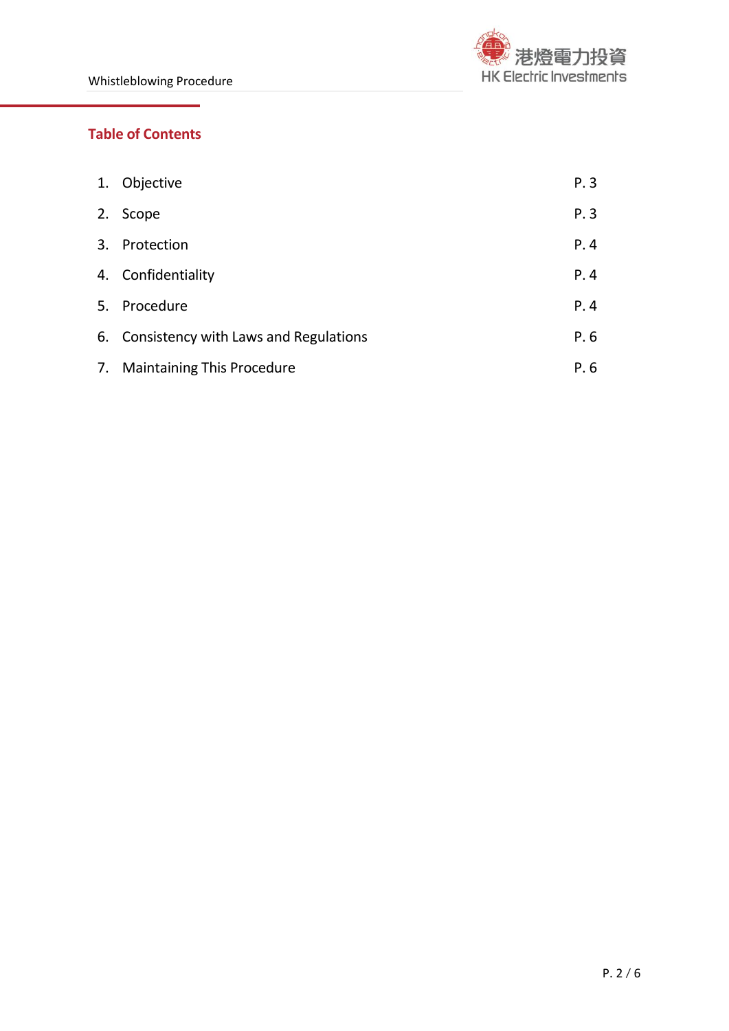## Table of Contents

| | | |
|---|---|---|
| 1. | Objective | P. 3 |
| 2. | Scope | P. 3 |
| 3. | Protection | P. 4 |
| 4. | Confidentiality | P. 4 |
| 5. | Procedure | P. 4 |
| 6. | Consistency with Laws and Regulations | P. 6 |
| 7. | Maintaining This Procedure | P. 6 |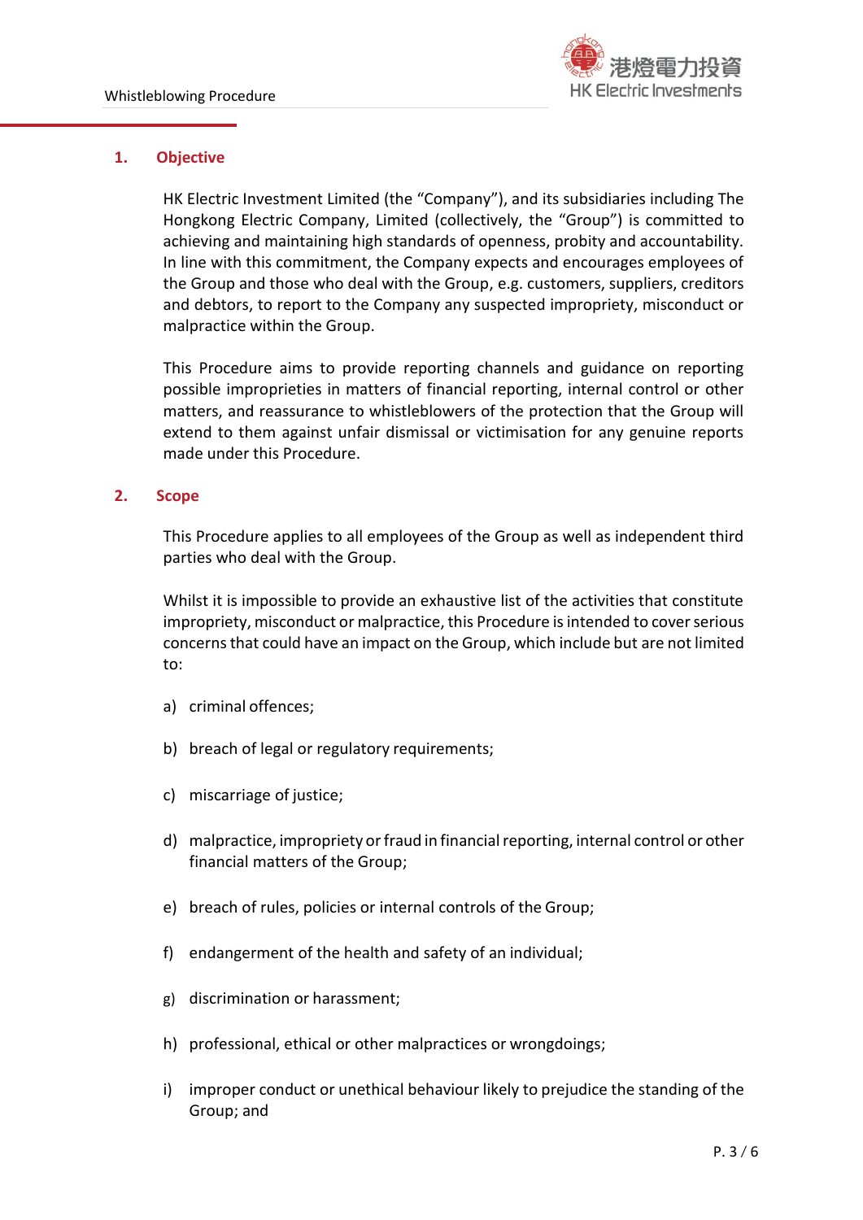## 1. Objective

HK Electric Investment Limited (the "Company"), and its subsidiaries including The Hongkong Electric Company, Limited (collectively, the "Group") is committed to achieving and maintaining high standards of openness, probity and accountability. In line with this commitment, the Company expects and encourages employees of the Group and those who deal with the Group, e.g. customers, suppliers, creditors and debtors, to report to the Company any suspected impropriety, misconduct or malpractice within the Group.

This Procedure aims to provide reporting channels and guidance on reporting possible improprieties in matters of financial reporting, internal control or other matters, and reassurance to whistleblowers of the protection that the Group will extend to them against unfair dismissal or victimisation for any genuine reports made under this Procedure.

## 2. Scope

This Procedure applies to all employees of the Group as well as independent third parties who deal with the Group.

Whilst it is impossible to provide an exhaustive list of the activities that constitute impropriety, misconduct or malpractice, this Procedure is intended to cover serious concerns that could have an impact on the Group, which include but are not limited to:

a) criminal offences;

b) breach of legal or regulatory requirements;

c) miscarriage of justice;

d) malpractice, impropriety or fraud in financial reporting, internal control or other financial matters of the Group;

e) breach of rules, policies or internal controls of the Group;

f) endangerment of the health and safety of an individual;

g) discrimination or harassment;

h) professional, ethical or other malpractices or wrongdoings;

i) improper conduct or unethical behaviour likely to prejudice the standing of the Group; and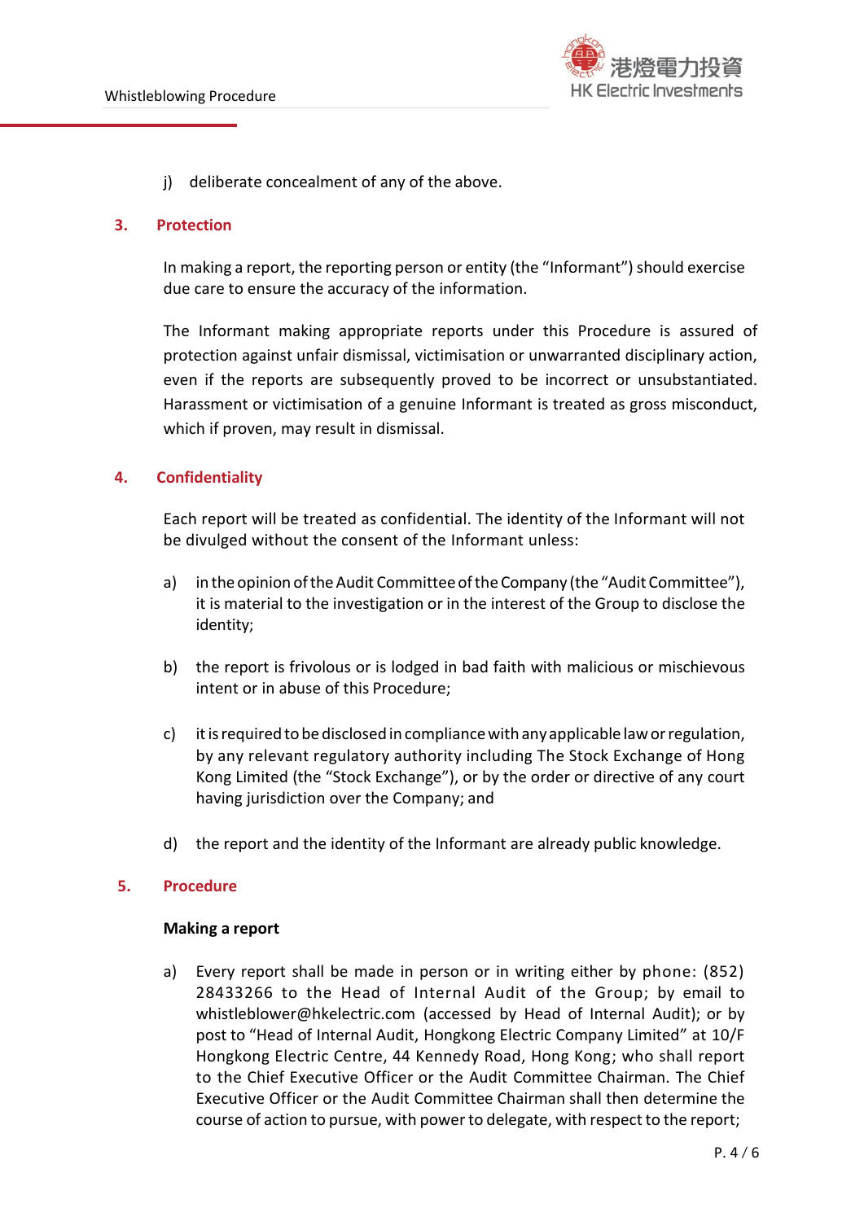j) deliberate concealment of any of the above.

## 3. Protection

In making a report, the reporting person or entity (the "Informant") should exercise due care to ensure the accuracy of the information.

The Informant making appropriate reports under this Procedure is assured of protection against unfair dismissal, victimisation or unwarranted disciplinary action, even if the reports are subsequently proved to be incorrect or unsubstantiated. Harassment or victimisation of a genuine Informant is treated as gross misconduct, which if proven, may result in dismissal.

## 4. Confidentiality

Each report will be treated as confidential. The identity of the Informant will not be divulged without the consent of the Informant unless:

a) in the opinion of the Audit Committee of the Company (the "Audit Committee"), it is material to the investigation or in the interest of the Group to disclose the identity;

b) the report is frivolous or is lodged in bad faith with malicious or mischievous intent or in abuse of this Procedure;

c) it is required to be disclosed in compliance with any applicable law or regulation, by any relevant regulatory authority including The Stock Exchange of Hong Kong Limited (the "Stock Exchange"), or by the order or directive of any court having jurisdiction over the Company; and

d) the report and the identity of the Informant are already public knowledge.

## 5. Procedure

**Making a report**

a) Every report shall be made in person or in writing either by phone: (852) 28433266 to the Head of Internal Audit of the Group; by email to whistleblower@hkelectric.com (accessed by Head of Internal Audit); or by post to "Head of Internal Audit, Hongkong Electric Company Limited" at 10/F Hongkong Electric Centre, 44 Kennedy Road, Hong Kong; who shall report to the Chief Executive Officer or the Audit Committee Chairman. The Chief Executive Officer or the Audit Committee Chairman shall then determine the course of action to pursue, with power to delegate, with respect to the report;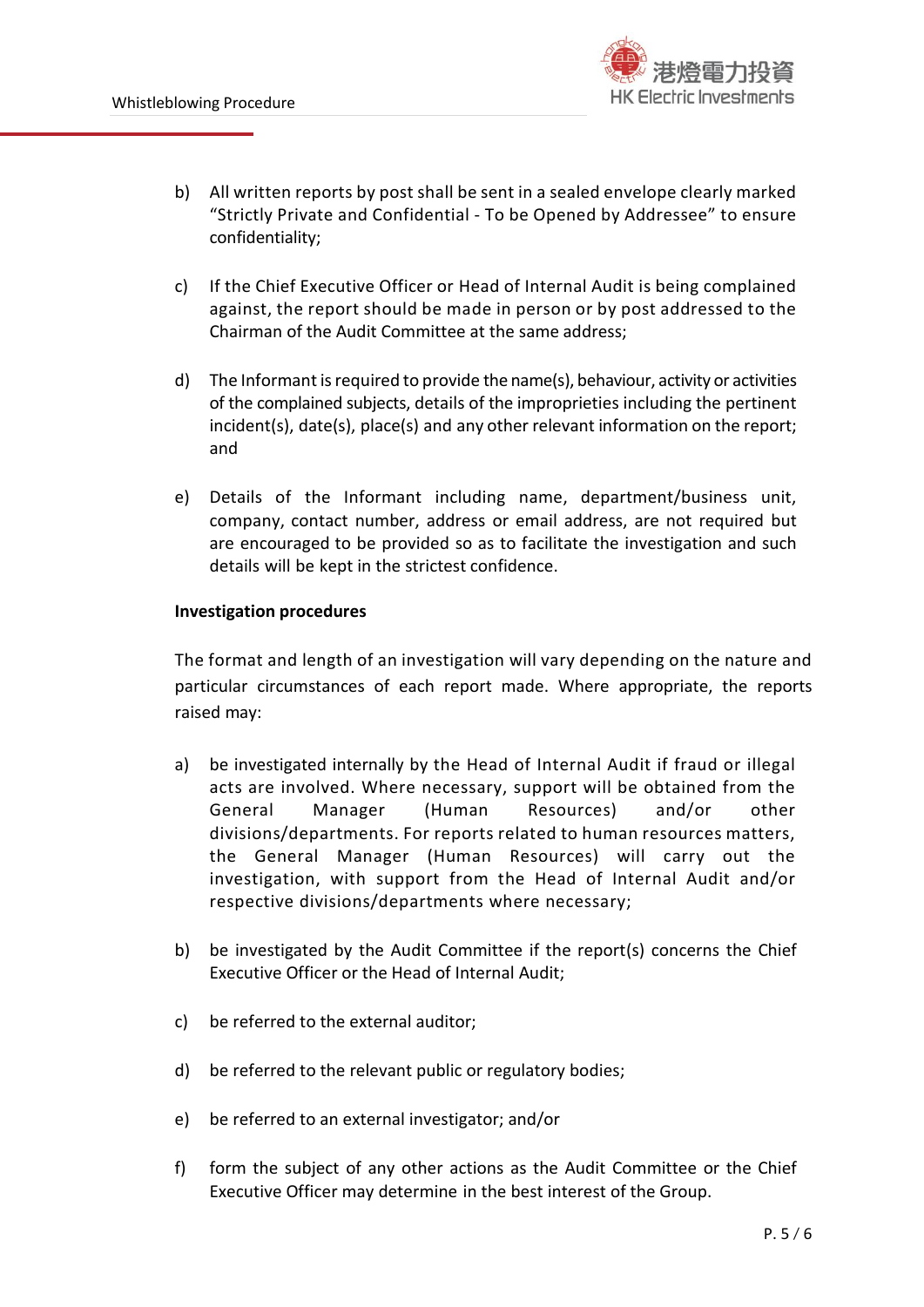b) All written reports by post shall be sent in a sealed envelope clearly marked "Strictly Private and Confidential - To be Opened by Addressee" to ensure confidentiality;

c) If the Chief Executive Officer or Head of Internal Audit is being complained against, the report should be made in person or by post addressed to the Chairman of the Audit Committee at the same address;

d) The Informant is required to provide the name(s), behaviour, activity or activities of the complained subjects, details of the improprieties including the pertinent incident(s), date(s), place(s) and any other relevant information on the report; and

e) Details of the Informant including name, department/business unit, company, contact number, address or email address, are not required but are encouraged to be provided so as to facilitate the investigation and such details will be kept in the strictest confidence.

**Investigation procedures**

The format and length of an investigation will vary depending on the nature and particular circumstances of each report made. Where appropriate, the reports raised may:

a) be investigated internally by the Head of Internal Audit if fraud or illegal acts are involved. Where necessary, support will be obtained from the General Manager (Human Resources) and/or other divisions/departments. For reports related to human resources matters, the General Manager (Human Resources) will carry out the investigation, with support from the Head of Internal Audit and/or respective divisions/departments where necessary;

b) be investigated by the Audit Committee if the report(s) concerns the Chief Executive Officer or the Head of Internal Audit;

c) be referred to the external auditor;

d) be referred to the relevant public or regulatory bodies;

e) be referred to an external investigator; and/or

f) form the subject of any other actions as the Audit Committee or the Chief Executive Officer may determine in the best interest of the Group.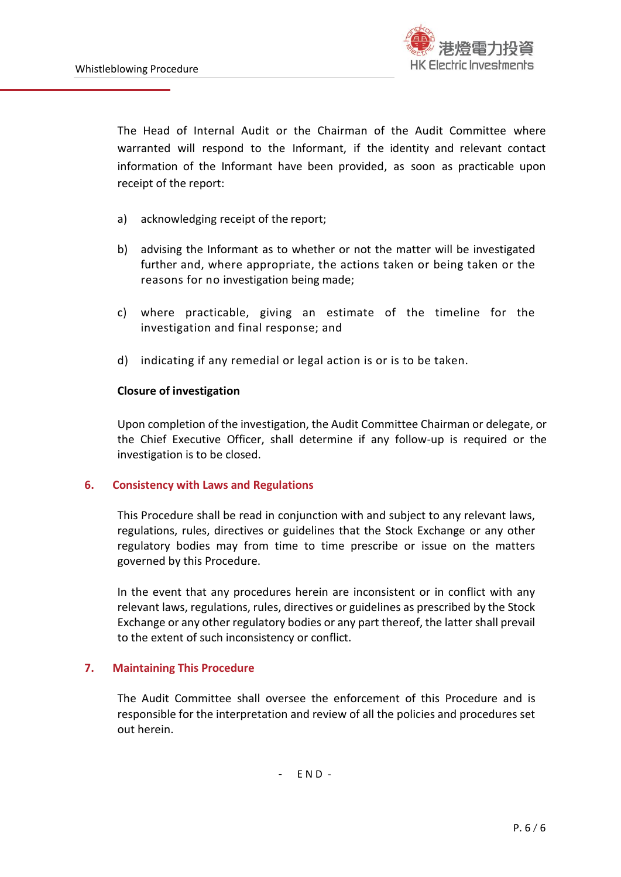The Head of Internal Audit or the Chairman of the Audit Committee where warranted will respond to the Informant, if the identity and relevant contact information of the Informant have been provided, as soon as practicable upon receipt of the report:

a) acknowledging receipt of the report;

b) advising the Informant as to whether or not the matter will be investigated further and, where appropriate, the actions taken or being taken or the reasons for no investigation being made;

c) where practicable, giving an estimate of the timeline for the investigation and final response; and

d) indicating if any remedial or legal action is or is to be taken.

**Closure of investigation**

Upon completion of the investigation, the Audit Committee Chairman or delegate, or the Chief Executive Officer, shall determine if any follow-up is required or the investigation is to be closed.

## 6. Consistency with Laws and Regulations

This Procedure shall be read in conjunction with and subject to any relevant laws, regulations, rules, directives or guidelines that the Stock Exchange or any other regulatory bodies may from time to time prescribe or issue on the matters governed by this Procedure.

In the event that any procedures herein are inconsistent or in conflict with any relevant laws, regulations, rules, directives or guidelines as prescribed by the Stock Exchange or any other regulatory bodies or any part thereof, the latter shall prevail to the extent of such inconsistency or conflict.

## 7. Maintaining This Procedure

The Audit Committee shall oversee the enforcement of this Procedure and is responsible for the interpretation and review of all the policies and procedures set out herein.

\- END -